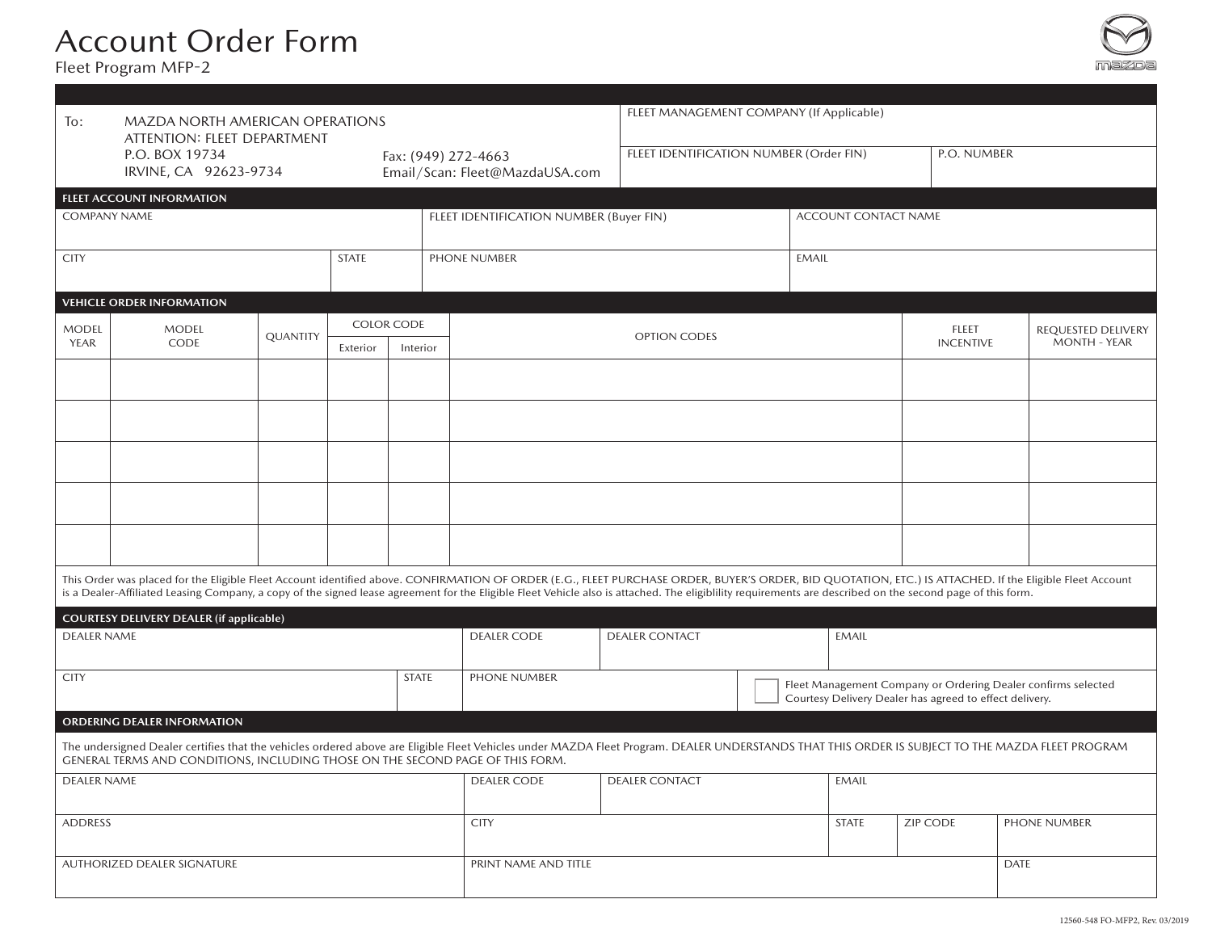# Account Order Form

Fleet Program MFP-2

| To: | MAZDA NORTH AMERICAN OPERATIONS<br>ATTENTION: FLEET DEPARTMENT<br>P.O. BOX 19734<br>IRVINE, CA 92623-9734 | Fax: (949) 272-4663<br>Email/Scan: Fleet@MazdaUSA.com | FLEET MANAGEMENT COMPANY (If Applicable) | |
|---|---|---|---|---|
| | | | FLEET IDENTIFICATION NUMBER (Order FIN) | P.O. NUMBER |

## FLEET ACCOUNT INFORMATION

| COMPANY NAME | | FLEET IDENTIFICATION NUMBER (Buyer FIN) | ACCOUNT CONTACT NAME |
|---|---|---|---|
| | | | |
| CITY | STATE | PHONE NUMBER | EMAIL |
| | | | |

## VEHICLE ORDER INFORMATION

| MODEL YEAR | MODEL CODE | QUANTITY | COLOR CODE | | OPTION CODES | FLEET INCENTIVE | REQUESTED DELIVERY MONTH - YEAR |
|---|---|---|---|---|---|---|---|
| | | | Exterior | Interior | | | |
| | | | | | | | |
| | | | | | | | |
| | | | | | | | |
| | | | | | | | |
| | | | | | | | |

This Order was placed for the Eligible Fleet Account identified above. CONFIRMATION OF ORDER (E.G., FLEET PURCHASE ORDER, BUYER'S ORDER, BID QUOTATION, ETC.) IS ATTACHED. If the Eligible Fleet Account is a Dealer-Affiliated Leasing Company, a copy of the signed lease agreement for the Eligible Fleet Vehicle also is attached. The eligiblility requirements are described on the second page of this form.

## COURTESY DELIVERY DEALER (if applicable)

| DEALER NAME | | DEALER CODE | DEALER CONTACT | EMAIL |
|---|---|---|---|---|
| | | | | |
| CITY | STATE | PHONE NUMBER | | ☐ Fleet Management Company or Ordering Dealer confirms selected Courtesy Delivery Dealer has agreed to effect delivery. |

## ORDERING DEALER INFORMATION

The undersigned Dealer certifies that the vehicles ordered above are Eligible Fleet Vehicles under MAZDA Fleet Program. DEALER UNDERSTANDS THAT THIS ORDER IS SUBJECT TO THE MAZDA FLEET PROGRAM GENERAL TERMS AND CONDITIONS, INCLUDING THOSE ON THE SECOND PAGE OF THIS FORM.

| DEALER NAME | DEALER CODE | DEALER CONTACT | EMAIL | | |
|---|---|---|---|---|---|
| | | | | | |
| ADDRESS | CITY | | STATE | ZIP CODE | PHONE NUMBER |
| | | | | | |
| AUTHORIZED DEALER SIGNATURE | PRINT NAME AND TITLE | | | | DATE |
| | | | | | |

12560-548 FO-MFP2, Rev. 03/2019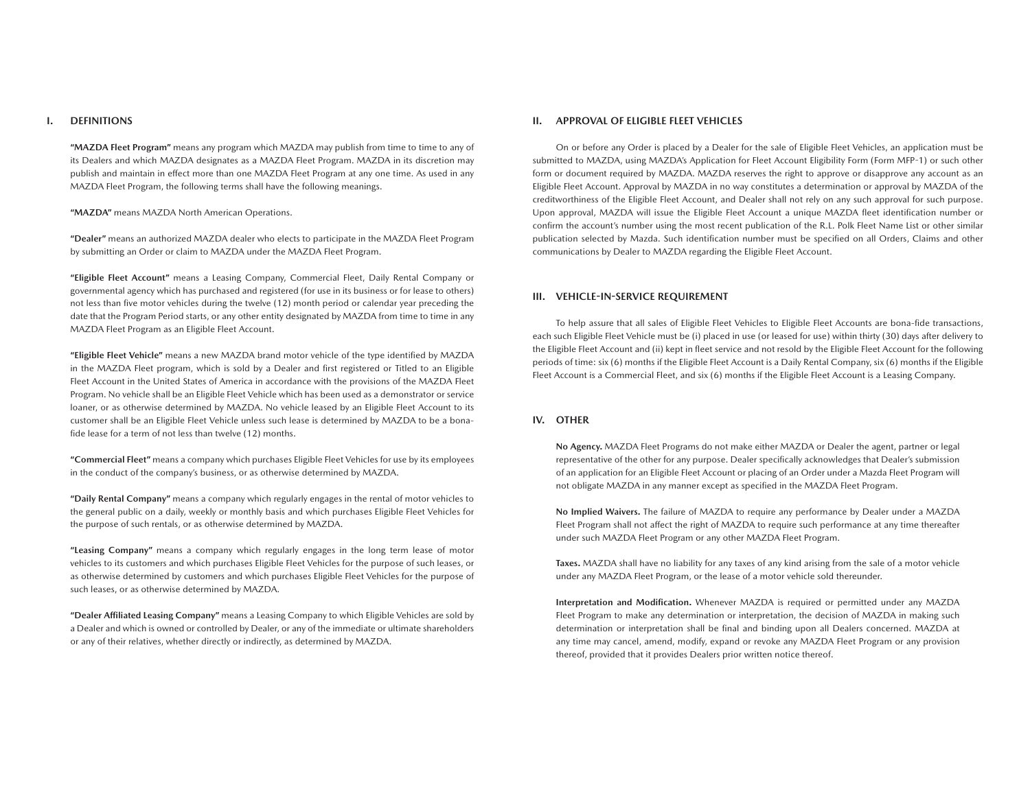## I. DEFINITIONS

**"MAZDA Fleet Program"** means any program which MAZDA may publish from time to time to any of its Dealers and which MAZDA designates as a MAZDA Fleet Program. MAZDA in its discretion may publish and maintain in effect more than one MAZDA Fleet Program at any one time. As used in any MAZDA Fleet Program, the following terms shall have the following meanings.

**"MAZDA"** means MAZDA North American Operations.

**"Dealer"** means an authorized MAZDA dealer who elects to participate in the MAZDA Fleet Program by submitting an Order or claim to MAZDA under the MAZDA Fleet Program.

**"Eligible Fleet Account"** means a Leasing Company, Commercial Fleet, Daily Rental Company or governmental agency which has purchased and registered (for use in its business or for lease to others) not less than five motor vehicles during the twelve (12) month period or calendar year preceding the date that the Program Period starts, or any other entity designated by MAZDA from time to time in any MAZDA Fleet Program as an Eligible Fleet Account.

**"Eligible Fleet Vehicle"** means a new MAZDA brand motor vehicle of the type identified by MAZDA in the MAZDA Fleet program, which is sold by a Dealer and first registered or Titled to an Eligible Fleet Account in the United States of America in accordance with the provisions of the MAZDA Fleet Program. No vehicle shall be an Eligible Fleet Vehicle which has been used as a demonstrator or service loaner, or as otherwise determined by MAZDA. No vehicle leased by an Eligible Fleet Account to its customer shall be an Eligible Fleet Vehicle unless such lease is determined by MAZDA to be a bona-fide lease for a term of not less than twelve (12) months.

**"Commercial Fleet"** means a company which purchases Eligible Fleet Vehicles for use by its employees in the conduct of the company's business, or as otherwise determined by MAZDA.

**"Daily Rental Company"** means a company which regularly engages in the rental of motor vehicles to the general public on a daily, weekly or monthly basis and which purchases Eligible Fleet Vehicles for the purpose of such rentals, or as otherwise determined by MAZDA.

**"Leasing Company"** means a company which regularly engages in the long term lease of motor vehicles to its customers and which purchases Eligible Fleet Vehicles for the purpose of such leases, or as otherwise determined by customers and which purchases Eligible Fleet Vehicles for the purpose of such leases, or as otherwise determined by MAZDA.

**"Dealer Affiliated Leasing Company"** means a Leasing Company to which Eligible Vehicles are sold by a Dealer and which is owned or controlled by Dealer, or any of the immediate or ultimate shareholders or any of their relatives, whether directly or indirectly, as determined by MAZDA.

## II. APPROVAL OF ELIGIBLE FLEET VEHICLES

On or before any Order is placed by a Dealer for the sale of Eligible Fleet Vehicles, an application must be submitted to MAZDA, using MAZDA's Application for Fleet Account Eligibility Form (Form MFP-1) or such other form or document required by MAZDA. MAZDA reserves the right to approve or disapprove any account as an Eligible Fleet Account. Approval by MAZDA in no way constitutes a determination or approval by MAZDA of the creditworthiness of the Eligible Fleet Account, and Dealer shall not rely on any such approval for such purpose. Upon approval, MAZDA will issue the Eligible Fleet Account a unique MAZDA fleet identification number or confirm the account's number using the most recent publication of the R.L. Polk Fleet Name List or other similar publication selected by Mazda. Such identification number must be specified on all Orders, Claims and other communications by Dealer to MAZDA regarding the Eligible Fleet Account.

## III. VEHICLE-IN-SERVICE REQUIREMENT

To help assure that all sales of Eligible Fleet Vehicles to Eligible Fleet Accounts are bona-fide transactions, each such Eligible Fleet Vehicle must be (i) placed in use (or leased for use) within thirty (30) days after delivery to the Eligible Fleet Account and (ii) kept in fleet service and not resold by the Eligible Fleet Account for the following periods of time: six (6) months if the Eligible Fleet Account is a Daily Rental Company, six (6) months if the Eligible Fleet Account is a Commercial Fleet, and six (6) months if the Eligible Fleet Account is a Leasing Company.

## IV. OTHER

**No Agency.** MAZDA Fleet Programs do not make either MAZDA or Dealer the agent, partner or legal representative of the other for any purpose. Dealer specifically acknowledges that Dealer's submission of an application for an Eligible Fleet Account or placing of an Order under a Mazda Fleet Program will not obligate MAZDA in any manner except as specified in the MAZDA Fleet Program.

**No Implied Waivers.** The failure of MAZDA to require any performance by Dealer under a MAZDA Fleet Program shall not affect the right of MAZDA to require such performance at any time thereafter under such MAZDA Fleet Program or any other MAZDA Fleet Program.

**Taxes.** MAZDA shall have no liability for any taxes of any kind arising from the sale of a motor vehicle under any MAZDA Fleet Program, or the lease of a motor vehicle sold thereunder.

**Interpretation and Modification.** Whenever MAZDA is required or permitted under any MAZDA Fleet Program to make any determination or interpretation, the decision of MAZDA in making such determination or interpretation shall be final and binding upon all Dealers concerned. MAZDA at any time may cancel, amend, modify, expand or revoke any MAZDA Fleet Program or any provision thereof, provided that it provides Dealers prior written notice thereof.